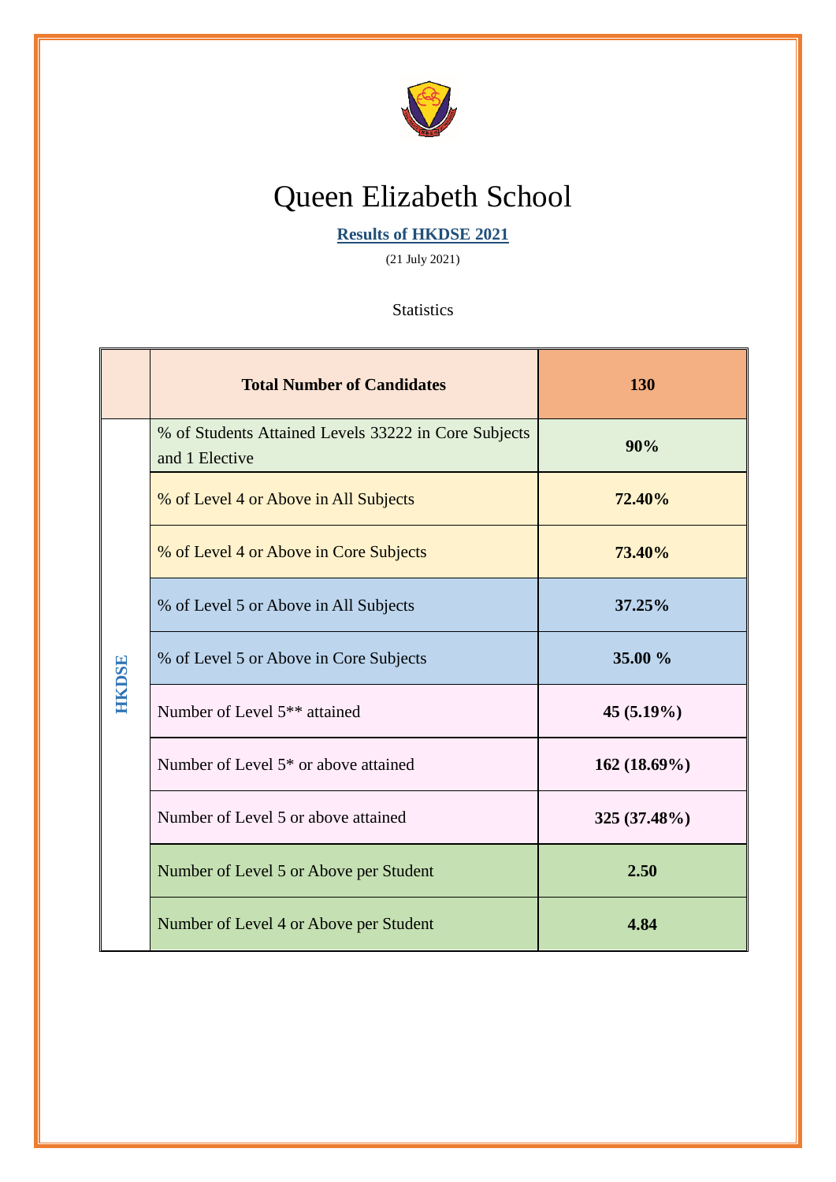# Queen Elizabeth School

**Results of HKDSE 2021**

(21 July 2021)

Statistics

| | **Total Number of Candidates** | **130** |
|---|---|---|
| **HKDSE** | % of Students Attained Levels 33222 in Core Subjects and 1 Elective | **90%** |
| | % of Level 4 or Above in All Subjects | **72.40%** |
| | % of Level 4 or Above in Core Subjects | **73.40%** |
| | % of Level 5 or Above in All Subjects | **37.25%** |
| | % of Level 5 or Above in Core Subjects | **35.00 %** |
| | Number of Level 5** attained | **45 (5.19%)** |
| | Number of Level 5* or above attained | **162 (18.69%)** |
| | Number of Level 5 or above attained | **325 (37.48%)** |
| | Number of Level 5 or Above per Student | **2.50** |
| | Number of Level 4 or Above per Student | **4.84** |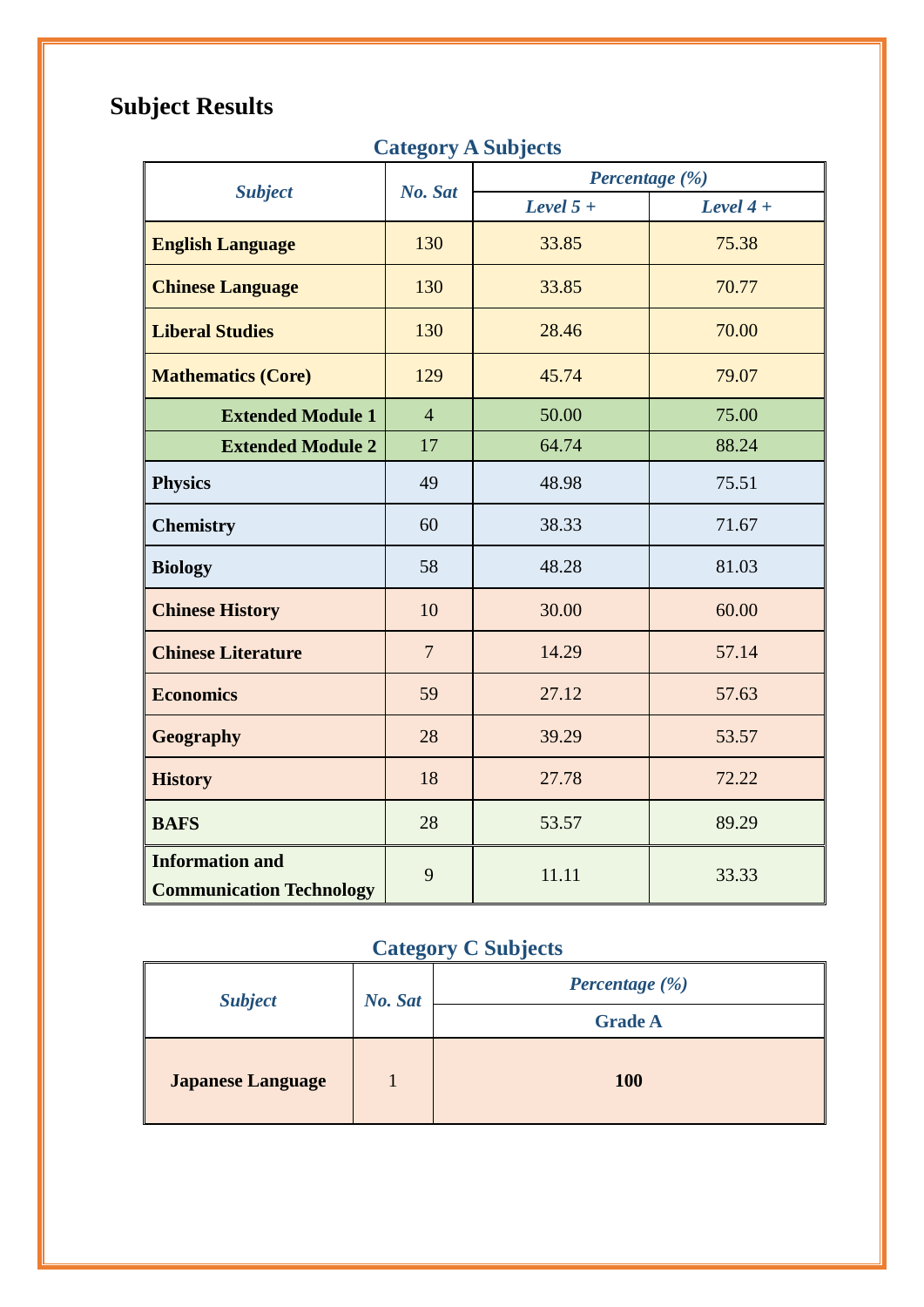## Subject Results

### Category A Subjects

| *Subject* | *No. Sat* | *Percentage (%)* | |
|---|---|---|---|
| | | *Level 5 +* | *Level 4 +* |
| **English Language** | 130 | 33.85 | 75.38 |
| **Chinese Language** | 130 | 33.85 | 70.77 |
| **Liberal Studies** | 130 | 28.46 | 70.00 |
| **Mathematics (Core)** | 129 | 45.74 | 79.07 |
| **Extended Module 1** | 4 | 50.00 | 75.00 |
| **Extended Module 2** | 17 | 64.74 | 88.24 |
| **Physics** | 49 | 48.98 | 75.51 |
| **Chemistry** | 60 | 38.33 | 71.67 |
| **Biology** | 58 | 48.28 | 81.03 |
| **Chinese History** | 10 | 30.00 | 60.00 |
| **Chinese Literature** | 7 | 14.29 | 57.14 |
| **Economics** | 59 | 27.12 | 57.63 |
| **Geography** | 28 | 39.29 | 53.57 |
| **History** | 18 | 27.78 | 72.22 |
| **BAFS** | 28 | 53.57 | 89.29 |
| **Information and Communication Technology** | 9 | 11.11 | 33.33 |

### Category C Subjects

| *Subject* | *No. Sat* | *Percentage (%)* |
|---|---|---|
| | | Grade A |
| **Japanese Language** | 1 | **100** |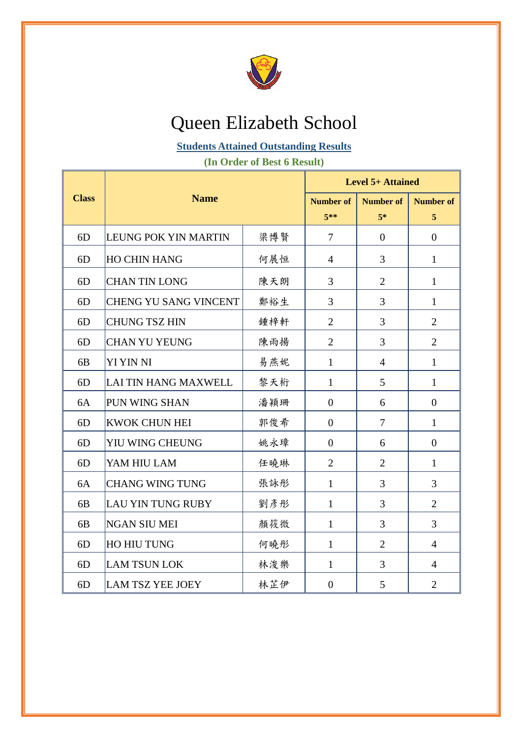# Queen Elizabeth School

## Students Attained Outstanding Results

**(In Order of Best 6 Result)**

| Class | Name | | Level 5+ Attained | | |
|---|---|---|---|---|---|
| | | | Number of 5** | Number of 5* | Number of 5 |
| 6D | LEUNG POK YIN MARTIN | 梁博賢 | 7 | 0 | 0 |
| 6D | HO CHIN HANG | 何展恒 | 4 | 3 | 1 |
| 6D | CHAN TIN LONG | 陳天朗 | 3 | 2 | 1 |
| 6D | CHENG YU SANG VINCENT | 鄭裕生 | 3 | 3 | 1 |
| 6D | CHUNG TSZ HIN | 鍾梓軒 | 2 | 3 | 2 |
| 6D | CHAN YU YEUNG | 陳雨揚 | 2 | 3 | 2 |
| 6B | YI YIN NI | 易燕妮 | 1 | 4 | 1 |
| 6D | LAI TIN HANG MAXWELL | 黎天桁 | 1 | 5 | 1 |
| 6A | PUN WING SHAN | 潘穎珊 | 0 | 6 | 0 |
| 6D | KWOK CHUN HEI | 郭俊希 | 0 | 7 | 1 |
| 6D | YIU WING CHEUNG | 姚永璋 | 0 | 6 | 0 |
| 6D | YAM HIU LAM | 任曉琳 | 2 | 2 | 1 |
| 6A | CHANG WING TUNG | 張詠彤 | 1 | 3 | 3 |
| 6B | LAU YIN TUNG RUBY | 劉彥彤 | 1 | 3 | 2 |
| 6B | NGAN SIU MEI | 顏筱微 | 1 | 3 | 3 |
| 6D | HO HIU TUNG | 何曉彤 | 1 | 2 | 4 |
| 6D | LAM TSUN LOK | 林浚樂 | 1 | 3 | 4 |
| 6D | LAM TSZ YEE JOEY | 林芷伊 | 0 | 5 | 2 |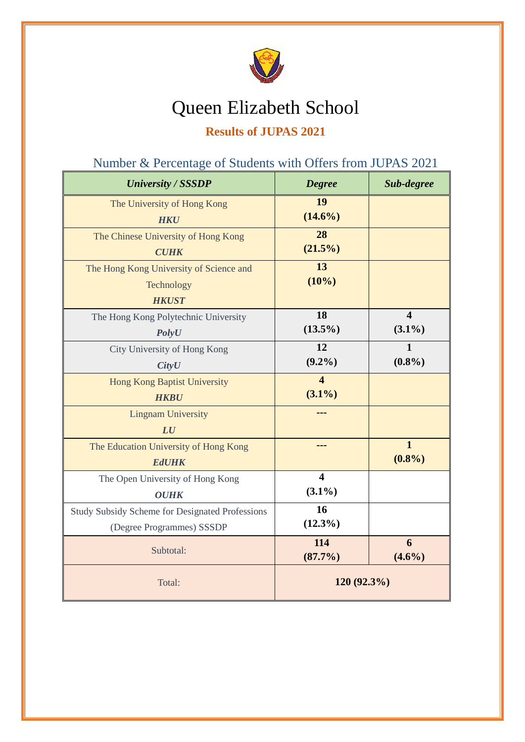# Queen Elizabeth School

## Results of JUPAS 2021

### Number & Percentage of Students with Offers from JUPAS 2021

| *University / SSSDP* | *Degree* | *Sub-degree* |
|---|---|---|
| The University of Hong Kong ***HKU*** | **19 (14.6%)** | |
| The Chinese University of Hong Kong ***CUHK*** | **28 (21.5%)** | |
| The Hong Kong University of Science and Technology ***HKUST*** | **13 (10%)** | |
| The Hong Kong Polytechnic University ***PolyU*** | **18 (13.5%)** | **4 (3.1%)** |
| City University of Hong Kong ***CityU*** | **12 (9.2%)** | **1 (0.8%)** |
| Hong Kong Baptist University ***HKBU*** | **4 (3.1%)** | |
| Lingnam University ***LU*** | **---** | |
| The Education University of Hong Kong ***EdUHK*** | **---** | **1 (0.8%)** |
| The Open University of Hong Kong ***OUHK*** | **4 (3.1%)** | |
| Study Subsidy Scheme for Designated Professions (Degree Programmes) SSSDP | **16 (12.3%)** | |
| Subtotal: | **114 (87.7%)** | **6 (4.6%)** |
| Total: | **120 (92.3%)** | |